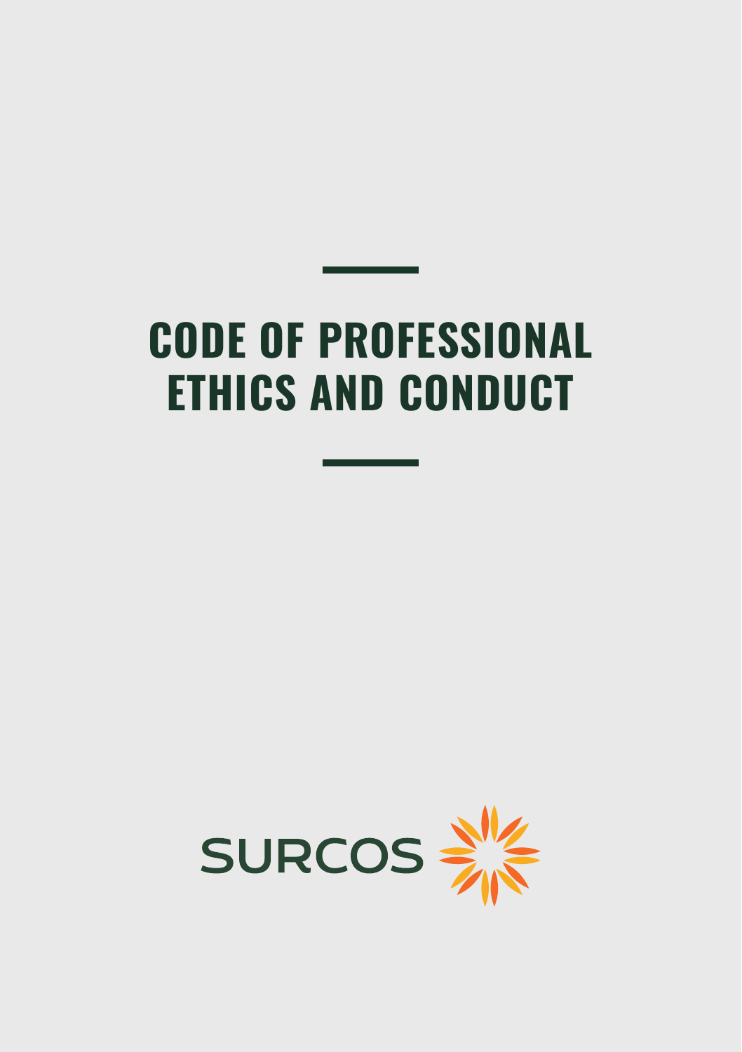# CODE OF PROFESSIONAL ETHICS AND CONDUCT

SURCOS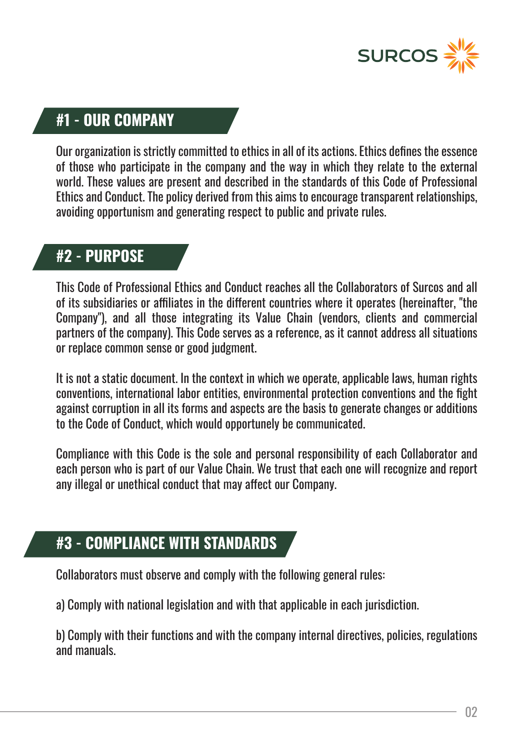## #1 - OUR COMPANY

Our organization is strictly committed to ethics in all of its actions. Ethics defines the essence of those who participate in the company and the way in which they relate to the external world. These values are present and described in the standards of this Code of Professional Ethics and Conduct. The policy derived from this aims to encourage transparent relationships, avoiding opportunism and generating respect to public and private rules.

## #2 - PURPOSE

This Code of Professional Ethics and Conduct reaches all the Collaborators of Surcos and all of its subsidiaries or affiliates in the different countries where it operates (hereinafter, "the Company"), and all those integrating its Value Chain (vendors, clients and commercial partners of the company). This Code serves as a reference, as it cannot address all situations or replace common sense or good judgment.

It is not a static document. In the context in which we operate, applicable laws, human rights conventions, international labor entities, environmental protection conventions and the fight against corruption in all its forms and aspects are the basis to generate changes or additions to the Code of Conduct, which would opportunely be communicated.

Compliance with this Code is the sole and personal responsibility of each Collaborator and each person who is part of our Value Chain. We trust that each one will recognize and report any illegal or unethical conduct that may affect our Company.

## #3 - COMPLIANCE WITH STANDARDS

Collaborators must observe and comply with the following general rules:

a) Comply with national legislation and with that applicable in each jurisdiction.

b) Comply with their functions and with the company internal directives, policies, regulations and manuals.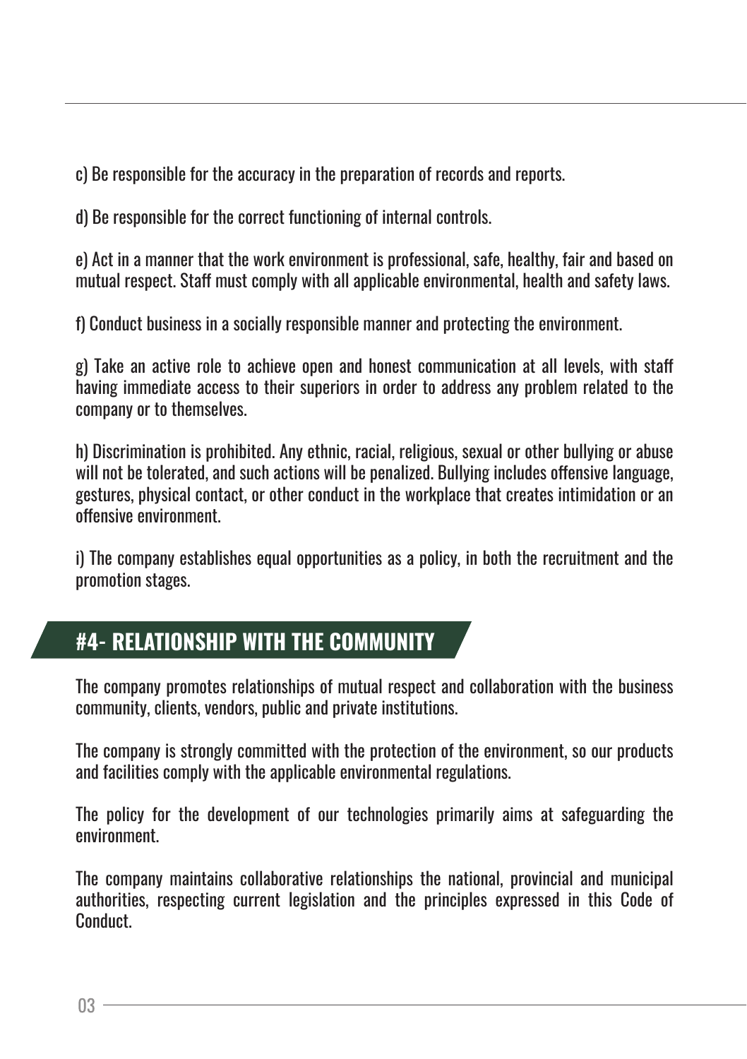c) Be responsible for the accuracy in the preparation of records and reports.

d) Be responsible for the correct functioning of internal controls.

e) Act in a manner that the work environment is professional, safe, healthy, fair and based on mutual respect. Staff must comply with all applicable environmental, health and safety laws.

f) Conduct business in a socially responsible manner and protecting the environment.

g) Take an active role to achieve open and honest communication at all levels, with staff having immediate access to their superiors in order to address any problem related to the company or to themselves.

h) Discrimination is prohibited. Any ethnic, racial, religious, sexual or other bullying or abuse will not be tolerated, and such actions will be penalized. Bullying includes offensive language, gestures, physical contact, or other conduct in the workplace that creates intimidation or an offensive environment.

i) The company establishes equal opportunities as a policy, in both the recruitment and the promotion stages.

## #4- RELATIONSHIP WITH THE COMMUNITY

The company promotes relationships of mutual respect and collaboration with the business community, clients, vendors, public and private institutions.

The company is strongly committed with the protection of the environment, so our products and facilities comply with the applicable environmental regulations.

The policy for the development of our technologies primarily aims at safeguarding the environment.

The company maintains collaborative relationships the national, provincial and municipal authorities, respecting current legislation and the principles expressed in this Code of Conduct.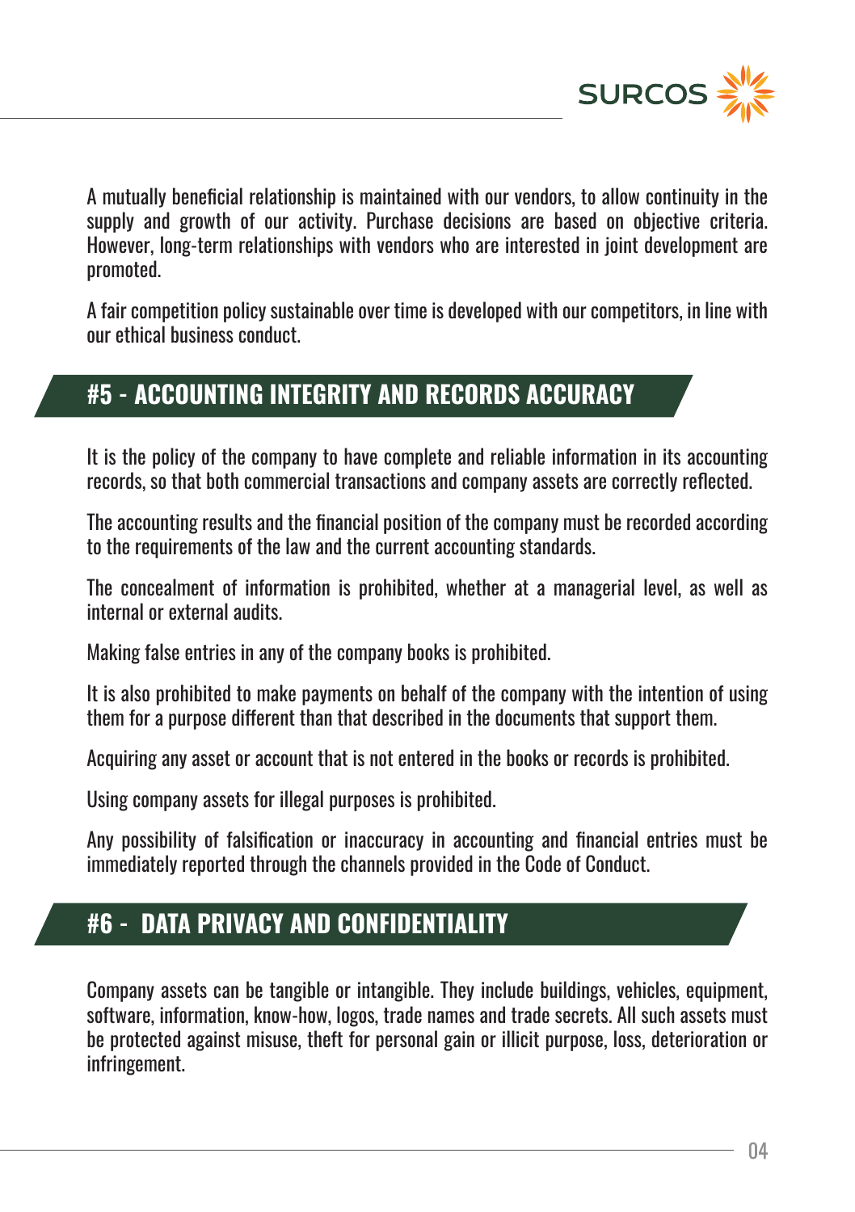A mutually beneficial relationship is maintained with our vendors, to allow continuity in the supply and growth of our activity. Purchase decisions are based on objective criteria. However, long-term relationships with vendors who are interested in joint development are promoted.

A fair competition policy sustainable over time is developed with our competitors, in line with our ethical business conduct.

## #5 - ACCOUNTING INTEGRITY AND RECORDS ACCURACY

It is the policy of the company to have complete and reliable information in its accounting records, so that both commercial transactions and company assets are correctly reflected.

The accounting results and the financial position of the company must be recorded according to the requirements of the law and the current accounting standards.

The concealment of information is prohibited, whether at a managerial level, as well as internal or external audits.

Making false entries in any of the company books is prohibited.

It is also prohibited to make payments on behalf of the company with the intention of using them for a purpose different than that described in the documents that support them.

Acquiring any asset or account that is not entered in the books or records is prohibited.

Using company assets for illegal purposes is prohibited.

Any possibility of falsification or inaccuracy in accounting and financial entries must be immediately reported through the channels provided in the Code of Conduct.

## #6 - DATA PRIVACY AND CONFIDENTIALITY

Company assets can be tangible or intangible. They include buildings, vehicles, equipment, software, information, know-how, logos, trade names and trade secrets. All such assets must be protected against misuse, theft for personal gain or illicit purpose, loss, deterioration or infringement.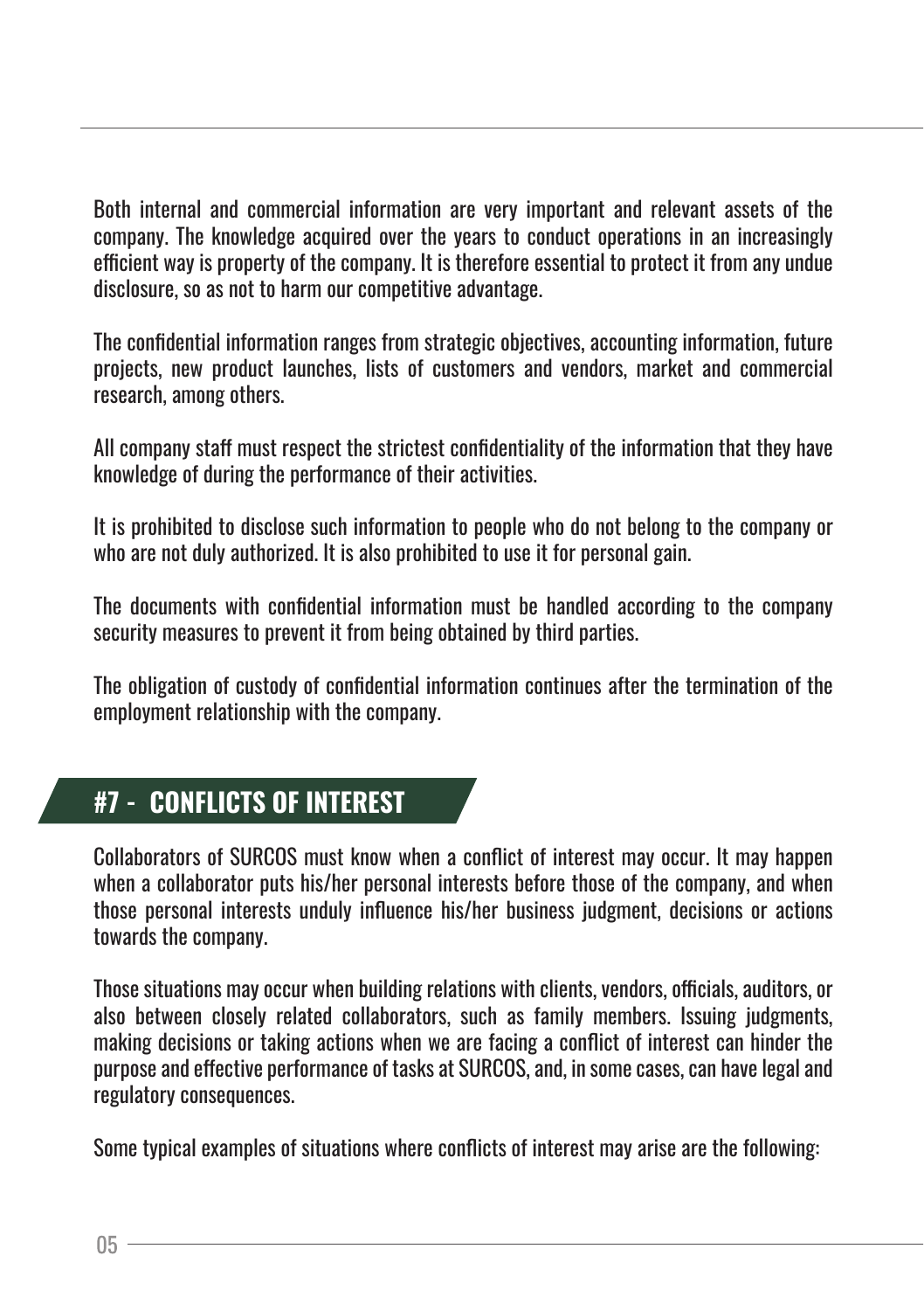Both internal and commercial information are very important and relevant assets of the company. The knowledge acquired over the years to conduct operations in an increasingly efficient way is property of the company. It is therefore essential to protect it from any undue disclosure, so as not to harm our competitive advantage.

The confidential information ranges from strategic objectives, accounting information, future projects, new product launches, lists of customers and vendors, market and commercial research, among others.

All company staff must respect the strictest confidentiality of the information that they have knowledge of during the performance of their activities.

It is prohibited to disclose such information to people who do not belong to the company or who are not duly authorized. It is also prohibited to use it for personal gain.

The documents with confidential information must be handled according to the company security measures to prevent it from being obtained by third parties.

The obligation of custody of confidential information continues after the termination of the employment relationship with the company.

## #7 - CONFLICTS OF INTEREST

Collaborators of SURCOS must know when a conflict of interest may occur. It may happen when a collaborator puts his/her personal interests before those of the company, and when those personal interests unduly influence his/her business judgment, decisions or actions towards the company.

Those situations may occur when building relations with clients, vendors, officials, auditors, or also between closely related collaborators, such as family members. Issuing judgments, making decisions or taking actions when we are facing a conflict of interest can hinder the purpose and effective performance of tasks at SURCOS, and, in some cases, can have legal and regulatory consequences.

Some typical examples of situations where conflicts of interest may arise are the following: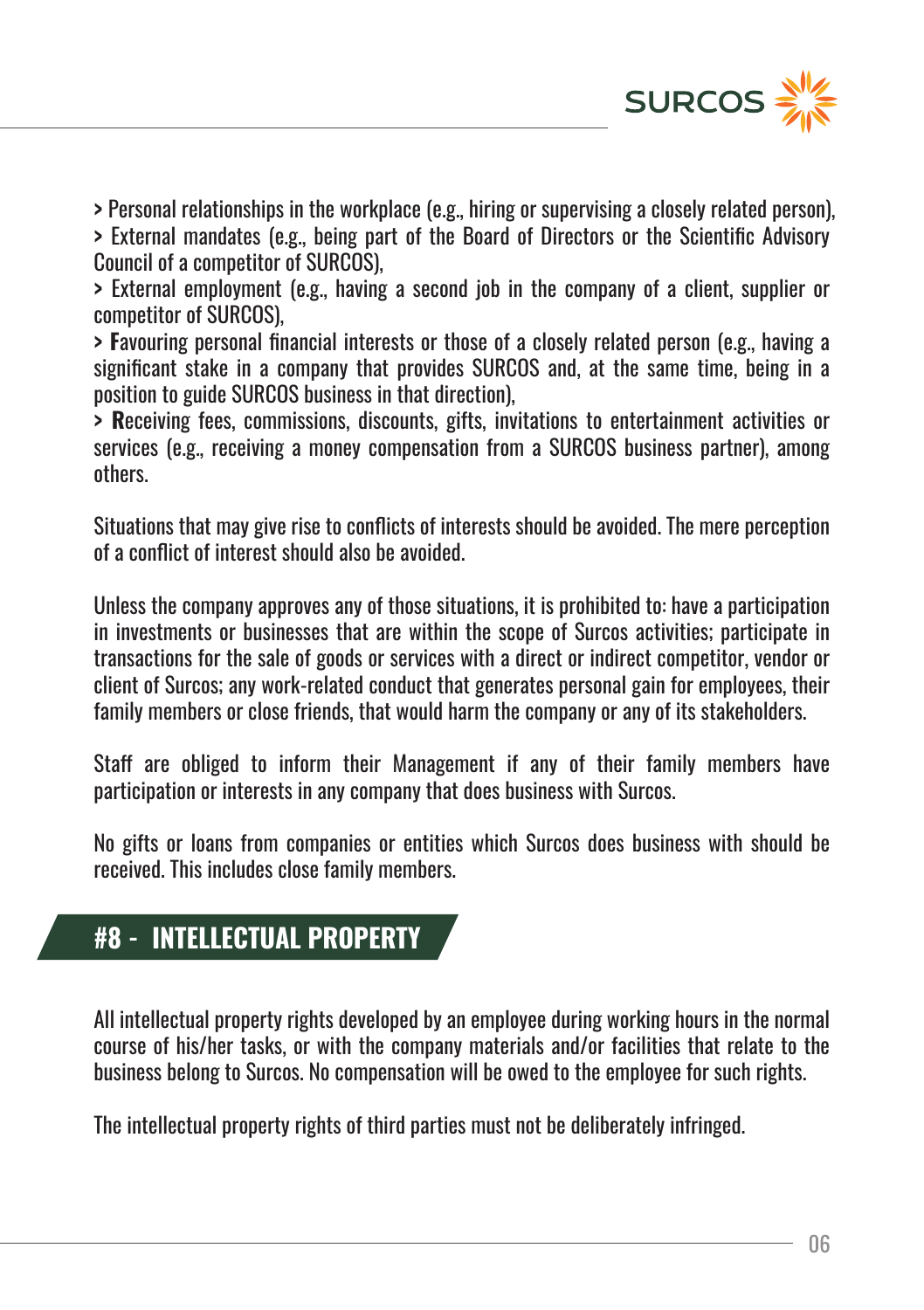> Personal relationships in the workplace (e.g., hiring or supervising a closely related person),
> External mandates (e.g., being part of the Board of Directors or the Scientific Advisory Council of a competitor of SURCOS),
> External employment (e.g., having a second job in the company of a client, supplier or competitor of SURCOS),
> **F**avouring personal financial interests or those of a closely related person (e.g., having a significant stake in a company that provides SURCOS and, at the same time, being in a position to guide SURCOS business in that direction),
> **R**eceiving fees, commissions, discounts, gifts, invitations to entertainment activities or services (e.g., receiving a money compensation from a SURCOS business partner), among others.

Situations that may give rise to conflicts of interests should be avoided. The mere perception of a conflict of interest should also be avoided.

Unless the company approves any of those situations, it is prohibited to: have a participation in investments or businesses that are within the scope of Surcos activities; participate in transactions for the sale of goods or services with a direct or indirect competitor, vendor or client of Surcos; any work-related conduct that generates personal gain for employees, their family members or close friends, that would harm the company or any of its stakeholders.

Staff are obliged to inform their Management if any of their family members have participation or interests in any company that does business with Surcos.

No gifts or loans from companies or entities which Surcos does business with should be received. This includes close family members.

## #8 - INTELLECTUAL PROPERTY

All intellectual property rights developed by an employee during working hours in the normal course of his/her tasks, or with the company materials and/or facilities that relate to the business belong to Surcos. No compensation will be owed to the employee for such rights.

The intellectual property rights of third parties must not be deliberately infringed.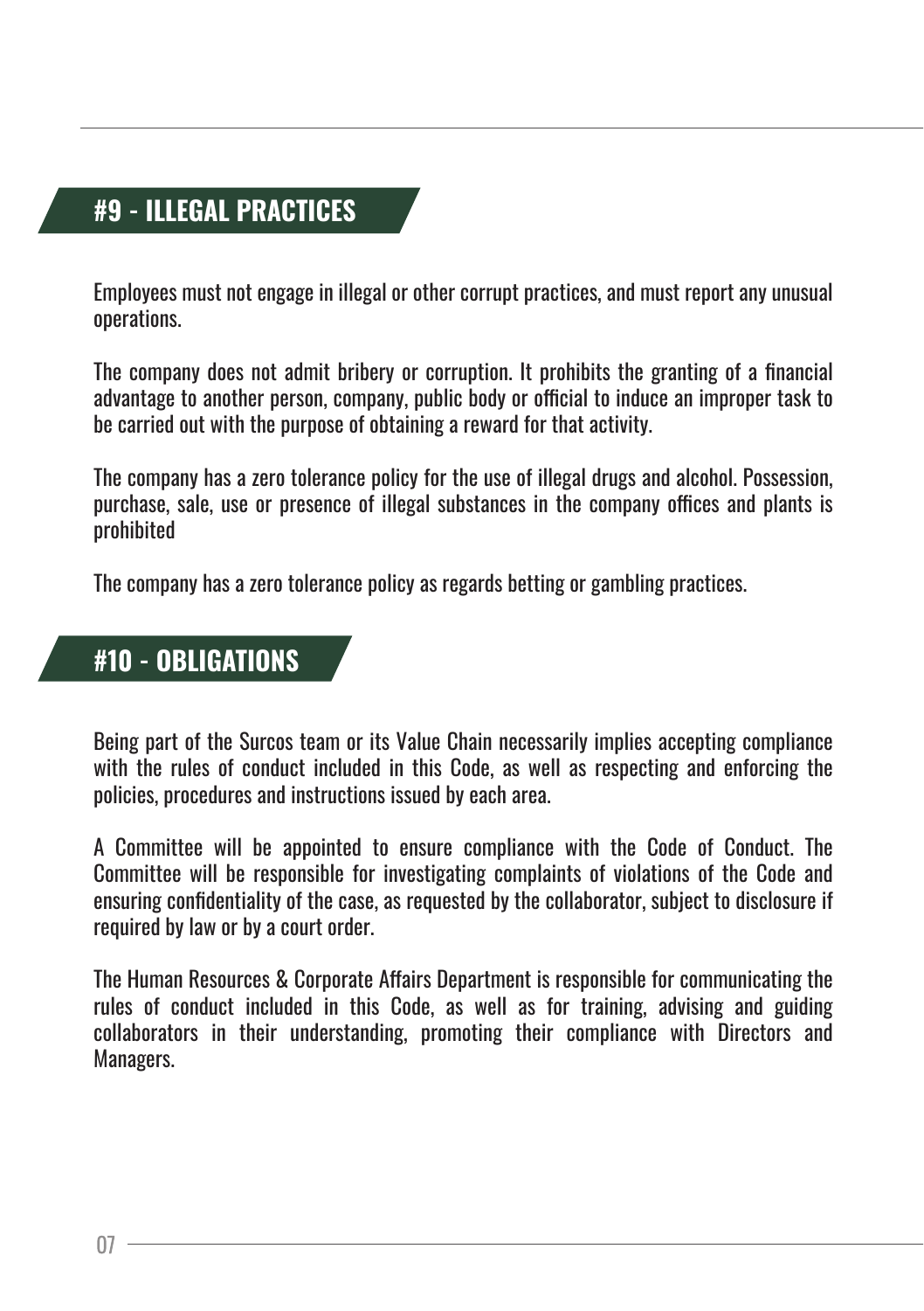## #9 - ILLEGAL PRACTICES

Employees must not engage in illegal or other corrupt practices, and must report any unusual operations.

The company does not admit bribery or corruption. It prohibits the granting of a financial advantage to another person, company, public body or official to induce an improper task to be carried out with the purpose of obtaining a reward for that activity.

The company has a zero tolerance policy for the use of illegal drugs and alcohol. Possession, purchase, sale, use or presence of illegal substances in the company offices and plants is prohibited

The company has a zero tolerance policy as regards betting or gambling practices.

## #10 - OBLIGATIONS

Being part of the Surcos team or its Value Chain necessarily implies accepting compliance with the rules of conduct included in this Code, as well as respecting and enforcing the policies, procedures and instructions issued by each area.

A Committee will be appointed to ensure compliance with the Code of Conduct. The Committee will be responsible for investigating complaints of violations of the Code and ensuring confidentiality of the case, as requested by the collaborator, subject to disclosure if required by law or by a court order.

The Human Resources & Corporate Affairs Department is responsible for communicating the rules of conduct included in this Code, as well as for training, advising and guiding collaborators in their understanding, promoting their compliance with Directors and Managers.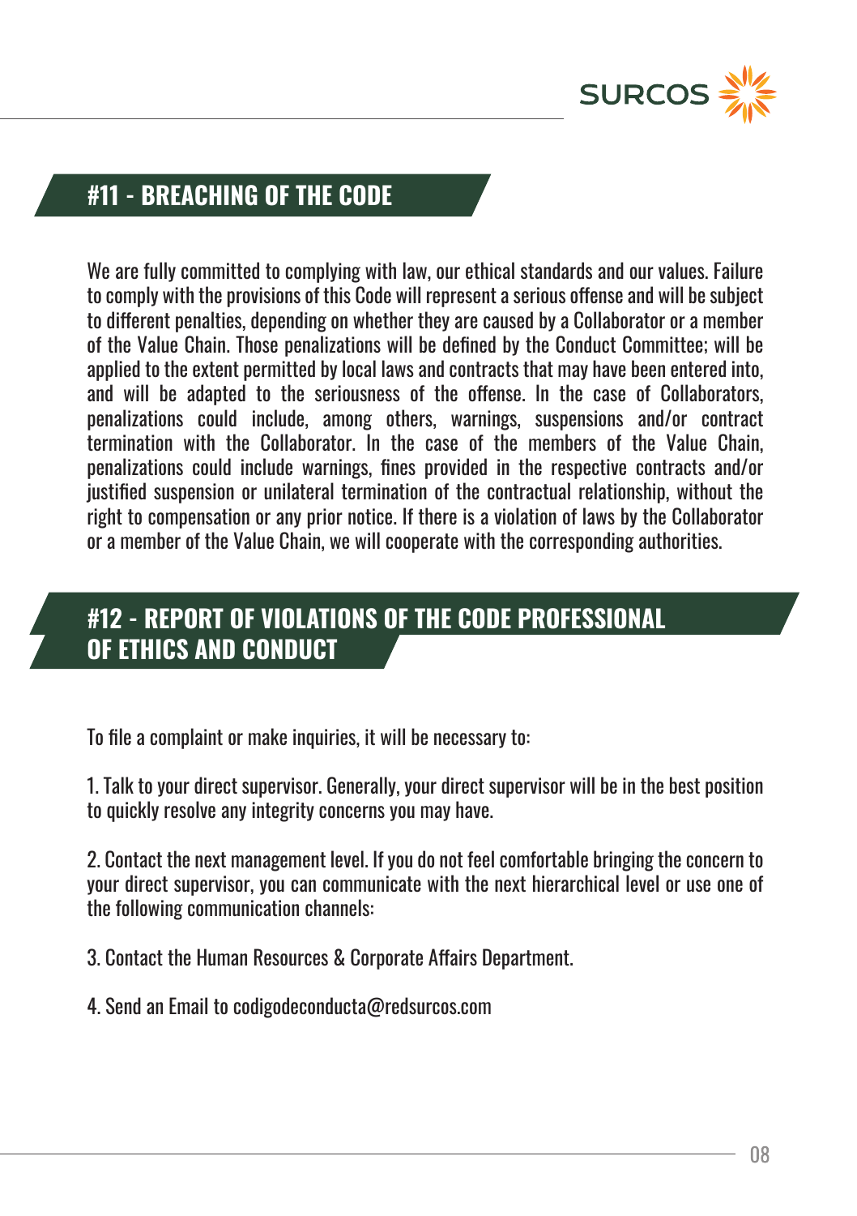## #11 - BREACHING OF THE CODE

We are fully committed to complying with law, our ethical standards and our values. Failure to comply with the provisions of this Code will represent a serious offense and will be subject to different penalties, depending on whether they are caused by a Collaborator or a member of the Value Chain. Those penalizations will be defined by the Conduct Committee; will be applied to the extent permitted by local laws and contracts that may have been entered into, and will be adapted to the seriousness of the offense. In the case of Collaborators, penalizations could include, among others, warnings, suspensions and/or contract termination with the Collaborator. In the case of the members of the Value Chain, penalizations could include warnings, fines provided in the respective contracts and/or justified suspension or unilateral termination of the contractual relationship, without the right to compensation or any prior notice. If there is a violation of laws by the Collaborator or a member of the Value Chain, we will cooperate with the corresponding authorities.

## #12 - REPORT OF VIOLATIONS OF THE CODE PROFESSIONAL OF ETHICS AND CONDUCT

To file a complaint or make inquiries, it will be necessary to:

1. Talk to your direct supervisor. Generally, your direct supervisor will be in the best position to quickly resolve any integrity concerns you may have.

2. Contact the next management level. If you do not feel comfortable bringing the concern to your direct supervisor, you can communicate with the next hierarchical level or use one of the following communication channels:

3. Contact the Human Resources & Corporate Affairs Department.

4. Send an Email to codigodeconducta@redsurcos.com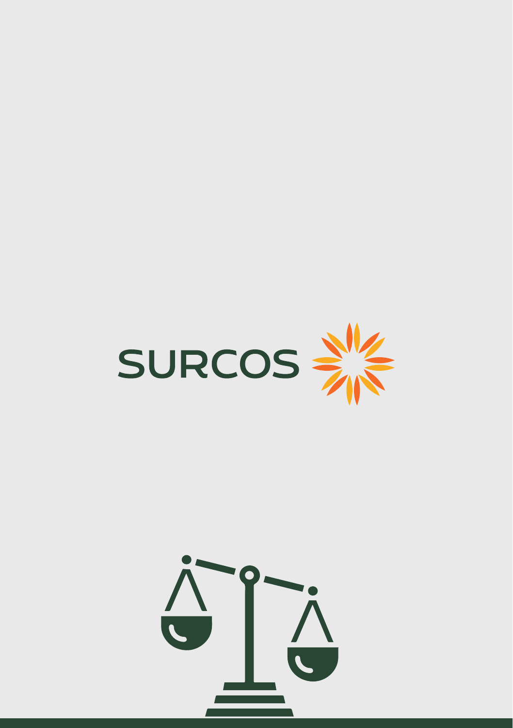SURCOS